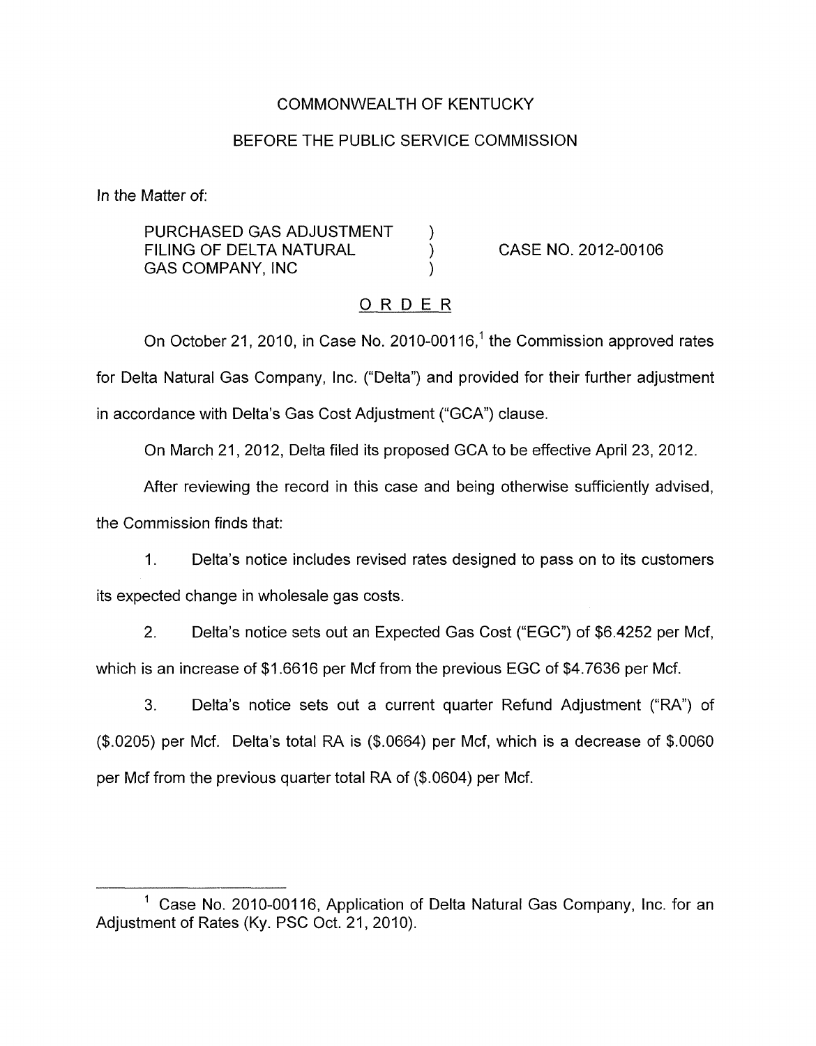COMMONWEALTH OF KENTUCKY

BEFORE THE PUBLIC SERVICE COMMISSION

In the Matter of:

PURCHASED GAS ADJUSTMENT FILING OF DELTA NATURAL GAS COMPANY, INC ) CASE NO. 2012-00106

ORDER

On October 21, 2010, in Case No. 2010-00116,[1] the Commission approved rates for Delta Natural Gas Company, Inc. ("Delta") and provided for their further adjustment in accordance with Delta's Gas Cost Adjustment ("GCA") clause.

On March 21, 2012, Delta filed its proposed GCA to be effective April 23, 2012.

After reviewing the record in this case and being otherwise sufficiently advised, the Commission finds that:

1. Delta's notice includes revised rates designed to pass on to its customers its expected change in wholesale gas costs.

2. Delta's notice sets out an Expected Gas Cost ("EGC") of $6.4252 per Mcf, which is an increase of $1.6616 per Mcf from the previous EGC of $4.7636 per Mcf.

3. Delta's notice sets out a current quarter Refund Adjustment ("RA") of ($.0205) per Mcf. Delta's total RA is ($.0664) per Mcf, which is a decrease of $.0060 per Mcf from the previous quarter total RA of ($.0604) per Mcf.

[1] Case No. 2010-00116, Application of Delta Natural Gas Company, Inc. for an Adjustment of Rates (Ky. PSC Oct. 21, 2010).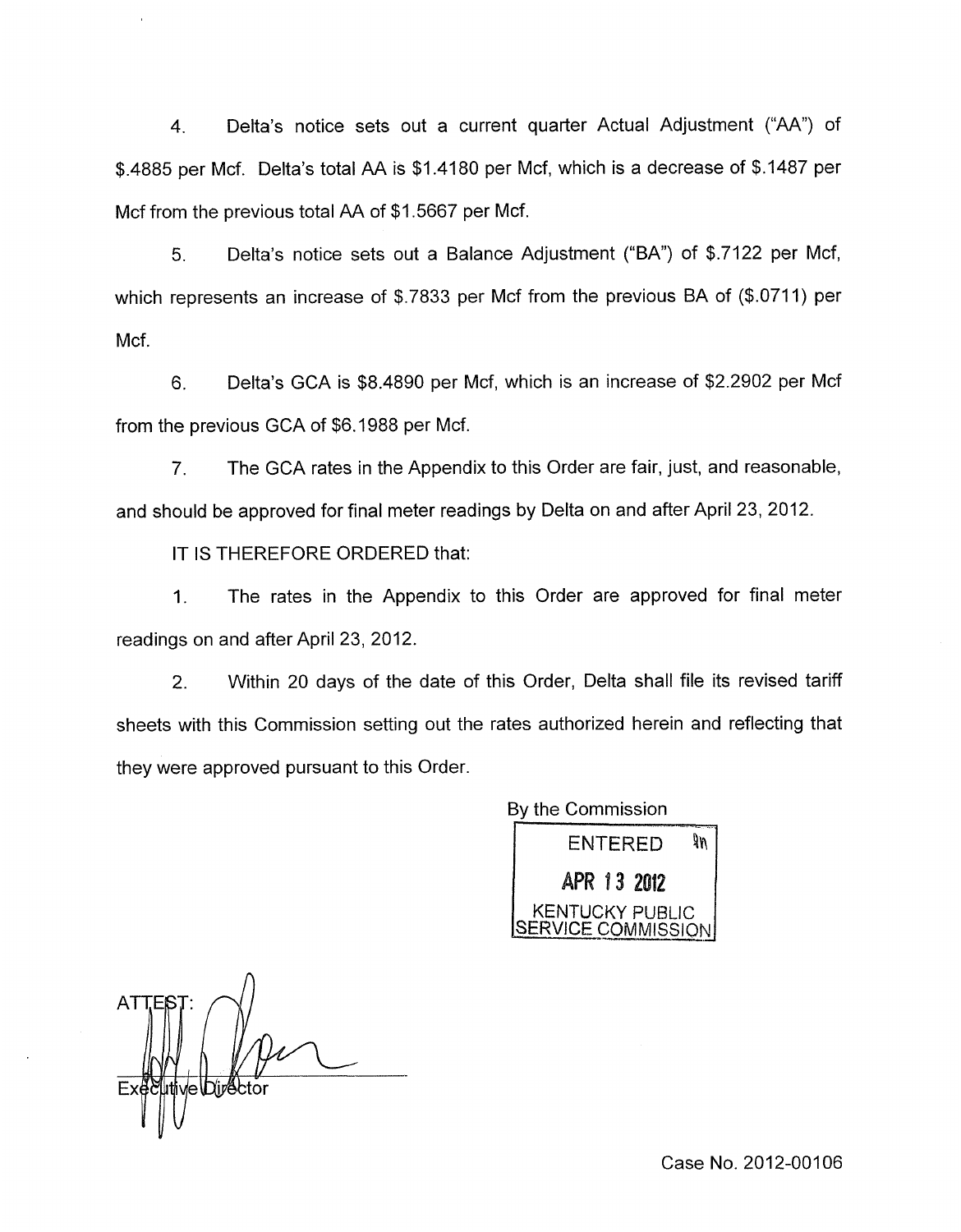4. Delta's notice sets out a current quarter Actual Adjustment ("AA") of $.4885 per Mcf. Delta's total AA is $1.4180 per Mcf, which is a decrease of $.1487 per Mcf from the previous total AA of $1.5667 per Mcf.

5. Delta's notice sets out a Balance Adjustment ("BA") of $.7122 per Mcf, which represents an increase of $.7833 per Mcf from the previous BA of ($.0711) per Mcf.

6. Delta's GCA is $8.4890 per Mcf, which is an increase of $2.2902 per Mcf from the previous GCA of $6.1988 per Mcf.

7. The GCA rates in the Appendix to this Order are fair, just, and reasonable, and should be approved for final meter readings by Delta on and after April 23, 2012.

IT IS THEREFORE ORDERED that:

1. The rates in the Appendix to this Order are approved for final meter readings on and after April 23, 2012.

2. Within 20 days of the date of this Order, Delta shall file its revised tariff sheets with this Commission setting out the rates authorized herein and reflecting that they were approved pursuant to this Order.

By the Commission

ENTERED
APR 13 2012
KENTUCKY PUBLIC SERVICE COMMISSION

ATTEST:

Executive Director

Case No. 2012-00106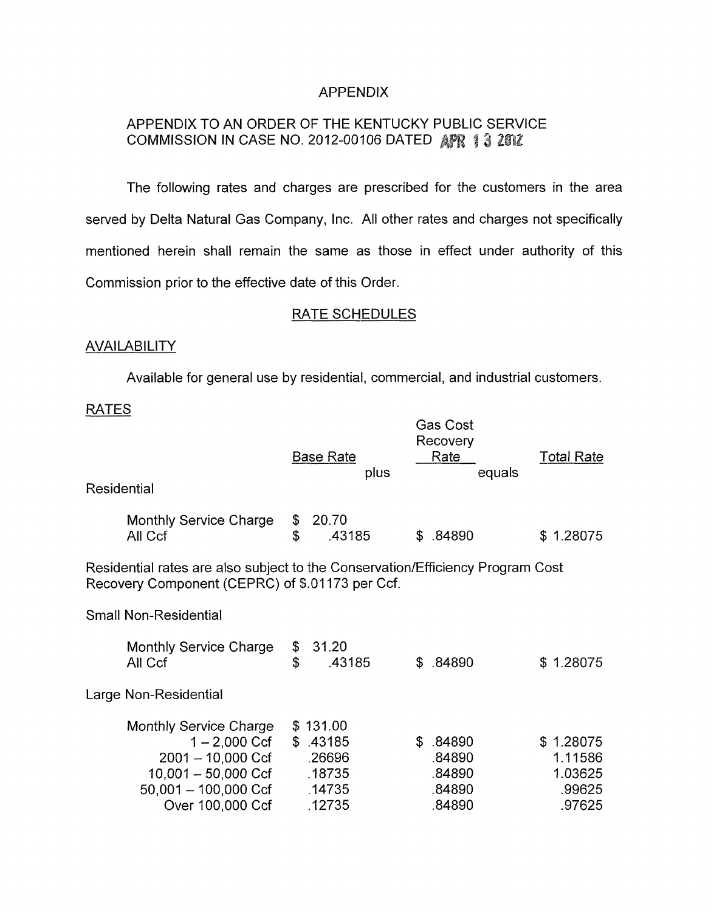# APPENDIX

## APPENDIX TO AN ORDER OF THE KENTUCKY PUBLIC SERVICE COMMISSION IN CASE NO. 2012-00106 DATED APR 13 2012

The following rates and charges are prescribed for the customers in the area served by Delta Natural Gas Company, Inc. All other rates and charges not specifically mentioned herein shall remain the same as those in effect under authority of this Commission prior to the effective date of this Order.

### RATE SCHEDULES

### AVAILABILITY

Available for general use by residential, commercial, and industrial customers.

### RATES

| | Base Rate plus | Gas Cost Recovery Rate equals | Total Rate |
|---|---|---|---|
| **Residential** | | | |
| Monthly Service Charge | \$ 20.70 | | |
| All Ccf | \$ .43185 | \$ .84890 | \$ 1.28075 |

Residential rates are also subject to the Conservation/Efficiency Program Cost Recovery Component (CEPRC) of \$.01173 per Ccf.

| | Base Rate plus | Gas Cost Recovery Rate equals | Total Rate |
|---|---|---|---|
| **Small Non-Residential** | | | |
| Monthly Service Charge | \$ 31.20 | | |
| All Ccf | \$ .43185 | \$ .84890 | \$ 1.28075 |
| **Large Non-Residential** | | | |
| Monthly Service Charge | \$ 131.00 | | |
| 1 – 2,000 Ccf | \$ .43185 | \$ .84890 | \$ 1.28075 |
| 2001 – 10,000 Ccf | .26696 | .84890 | 1.11586 |
| 10,001 – 50,000 Ccf | .18735 | .84890 | 1.03625 |
| 50,001 – 100,000 Ccf | .14735 | .84890 | .99625 |
| Over 100,000 Ccf | .12735 | .84890 | .97625 |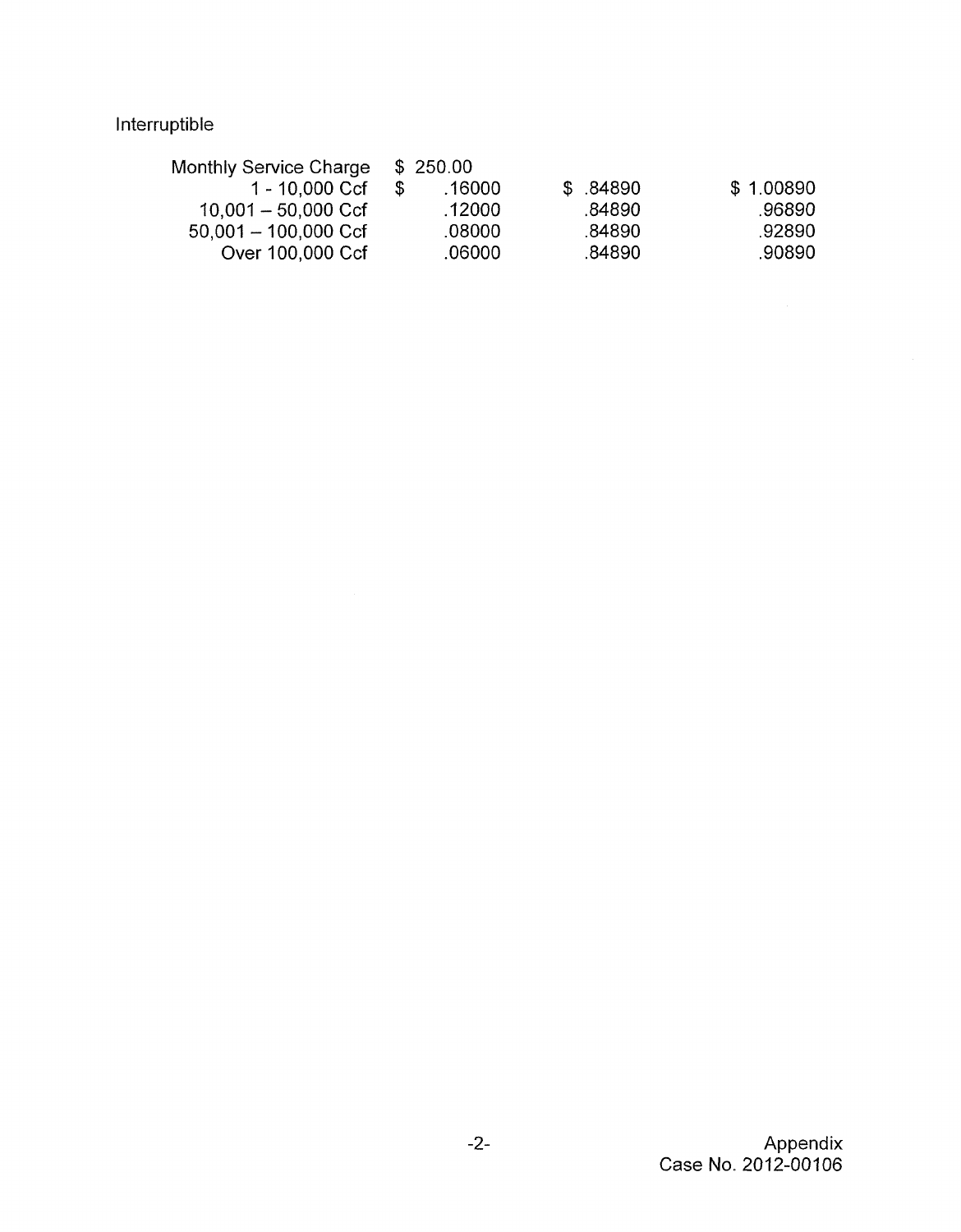Interruptible

| | | | |
|---|---|---|---|
| Monthly Service Charge | $ 250.00 | | |
| 1 - 10,000 Ccf | $ .16000 | $ .84890 | $ 1.00890 |
| 10,001 – 50,000 Ccf | .12000 | .84890 | .96890 |
| 50,001 – 100,000 Ccf | .08000 | .84890 | .92890 |
| Over 100,000 Ccf | .06000 | .84890 | .90890 |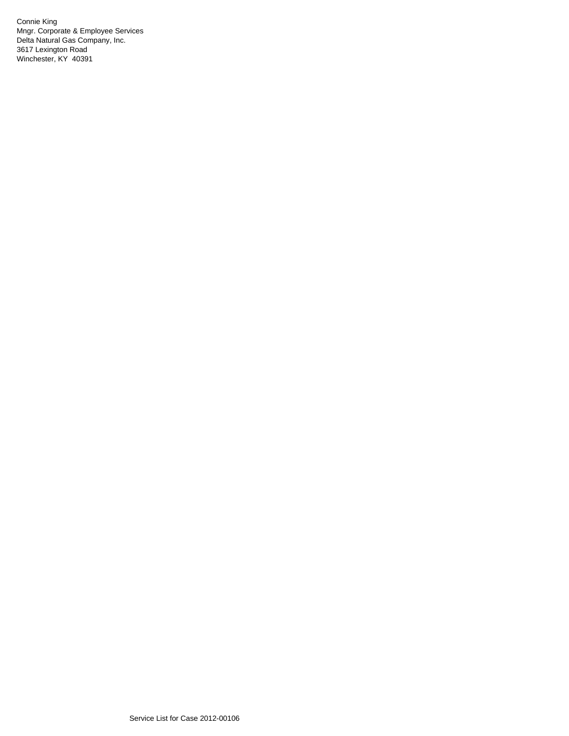Connie King
Mngr. Corporate & Employee Services
Delta Natural Gas Company, Inc.
3617 Lexington Road
Winchester, KY 40391